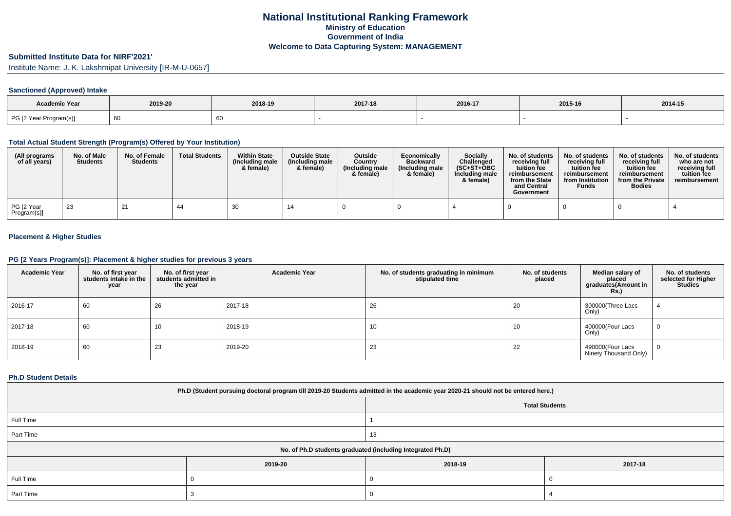# National Institutional Ranking Framework
## Ministry of Education
## Government of India
## Welcome to Data Capturing System: MANAGEMENT

## Submitted Institute Data for NIRF'2021'

Institute Name: J. K. Lakshmipat University [IR-M-U-0657]

### Sanctioned (Approved) Intake

| Academic Year | 2019-20 | 2018-19 | 2017-18 | 2016-17 | 2015-16 | 2014-15 |
|---|---|---|---|---|---|---|
| PG [2 Year Program(s)] | 60 | 60 | - | - | - | - |

### Total Actual Student Strength (Program(s) Offered by Your Institution)

| (All programs of all years) | No. of Male Students | No. of Female Students | Total Students | Within State (Including male & female) | Outside State (Including male & female) | Outside Country (Including male & female) | Economically Backward (Including male & female) | Socially Challenged (SC+ST+OBC Including male & female) | No. of students receiving full tuition fee reimbursement from the State and Central Government | No. of students receiving full tuition fee reimbursement from Institution Funds | No. of students receiving full tuition fee reimbursement from the Private Bodies | No. of students who are not receiving full tuition fee reimbursement |
|---|---|---|---|---|---|---|---|---|---|---|---|---|
| PG [2 Year Program(s)] | 23 | 21 | 44 | 30 | 14 | 0 | 0 | 4 | 0 | 0 | 0 | 4 |

### Placement & Higher Studies

### PG [2 Years Program(s)]: Placement & higher studies for previous 3 years

| Academic Year | No. of first year students intake in the year | No. of first year students admitted in the year | Academic Year | No. of students graduating in minimum stipulated time | No. of students placed | Median salary of placed graduates(Amount in Rs.) | No. of students selected for Higher Studies |
|---|---|---|---|---|---|---|---|
| 2016-17 | 60 | 26 | 2017-18 | 26 | 20 | 300000(Three Lacs Only) | 4 |
| 2017-18 | 60 | 10 | 2018-19 | 10 | 10 | 400000(Four Lacs Only) | 0 |
| 2018-19 | 60 | 23 | 2019-20 | 23 | 22 | 490000(Four Lacs Ninety Thousand Only) | 0 |

### Ph.D Student Details

| Ph.D (Student pursuing doctoral program till 2019-20 Students admitted in the academic year 2020-21 should not be entered here.) | | |
|---|---|---|
| | Total Students | |
| Full Time | 1 | |
| Part Time | 13 | |
| No. of Ph.D students graduated (including Integrated Ph.D) | | |
| | 2019-20 | 2018-19 | 2017-18 |
| Full Time | 0 | 0 | 0 |
| Part Time | 3 | 0 | 4 |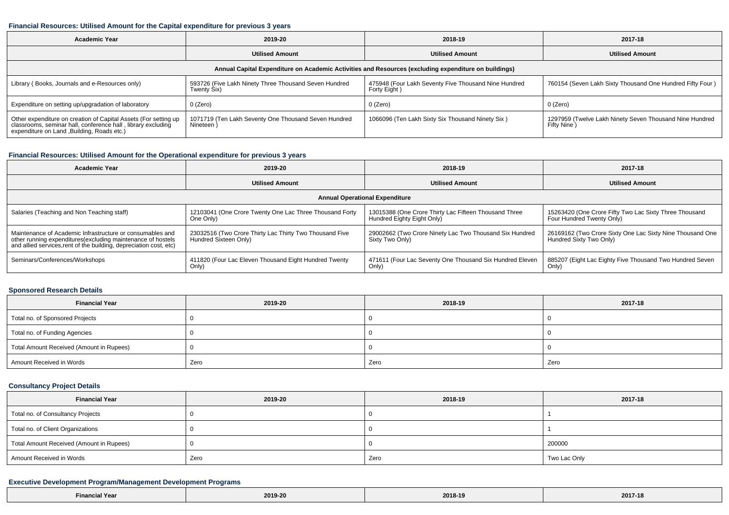### Financial Resources: Utilised Amount for the Capital expenditure for previous 3 years

| Academic Year | 2019-20 | 2018-19 | 2017-18 |
|---|---|---|---|
| | Utilised Amount | Utilised Amount | Utilised Amount |
| Annual Capital Expenditure on Academic Activities and Resources (excluding expenditure on buildings) | | | |
| Library ( Books, Journals and e-Resources only) | 593726 (Five Lakh Ninety Three Thousand Seven Hundred Twenty Six) | 475948 (Four Lakh Seventy Five Thousand Nine Hundred Forty Eight ) | 760154 (Seven Lakh Sixty Thousand One Hundred Fifty Four ) |
| Expenditure on setting up/upgradation of laboratory | 0 (Zero) | 0 (Zero) | 0 (Zero) |
| Other expenditure on creation of Capital Assets (For setting up classrooms, seminar hall, conference hall , library excluding expenditure on Land ,Building, Roads etc.) | 1071719 (Ten Lakh Seventy One Thousand Seven Hundred Nineteen ) | 1066096 (Ten Lakh Sixty Six Thousand Ninety Six ) | 1297959 (Twelve Lakh Ninety Seven Thousand Nine Hundred Fifty Nine ) |

### Financial Resources: Utilised Amount for the Operational expenditure for previous 3 years

| Academic Year | 2019-20 | 2018-19 | 2017-18 |
|---|---|---|---|
| | Utilised Amount | Utilised Amount | Utilised Amount |
| Annual Operational Expenditure | | | |
| Salaries (Teaching and Non Teaching staff) | 12103041 (One Crore Twenty One Lac Three Thousand Forty One Only) | 13015388 (One Crore Thirty Lac Fifteen Thousand Three Hundred Eighty Eight Only) | 15263420 (One Crore Fifty Two Lac Sixty Three Thousand Four Hundred Twenty Only) |
| Maintenance of Academic Infrastructure or consumables and other running expenditures(excluding maintenance of hostels and allied services,rent of the building, depreciation cost, etc) | 23032516 (Two Crore Thirty Lac Thirty Two Thousand Five Hundred Sixteen Only) | 29002662 (Two Crore Ninety Lac Two Thousand Six Hundred Sixty Two Only) | 26169162 (Two Crore Sixty One Lac Sixty Nine Thousand One Hundred Sixty Two Only) |
| Seminars/Conferences/Workshops | 411820 (Four Lac Eleven Thousand Eight Hundred Twenty Only) | 471611 (Four Lac Seventy One Thousand Six Hundred Eleven Only) | 885207 (Eight Lac Eighty Five Thousand Two Hundred Seven Only) |

### Sponsored Research Details

| Financial Year | 2019-20 | 2018-19 | 2017-18 |
|---|---|---|---|
| Total no. of Sponsored Projects | 0 | 0 | 0 |
| Total no. of Funding Agencies | 0 | 0 | 0 |
| Total Amount Received (Amount in Rupees) | 0 | 0 | 0 |
| Amount Received in Words | Zero | Zero | Zero |

### Consultancy Project Details

| Financial Year | 2019-20 | 2018-19 | 2017-18 |
|---|---|---|---|
| Total no. of Consultancy Projects | 0 | 0 | 1 |
| Total no. of Client Organizations | 0 | 0 | 1 |
| Total Amount Received (Amount in Rupees) | 0 | 0 | 200000 |
| Amount Received in Words | Zero | Zero | Two Lac Only |

### Executive Development Program/Management Development Programs

| Financial Year | 2019-20 | 2018-19 | 2017-18 |
|---|---|---|---|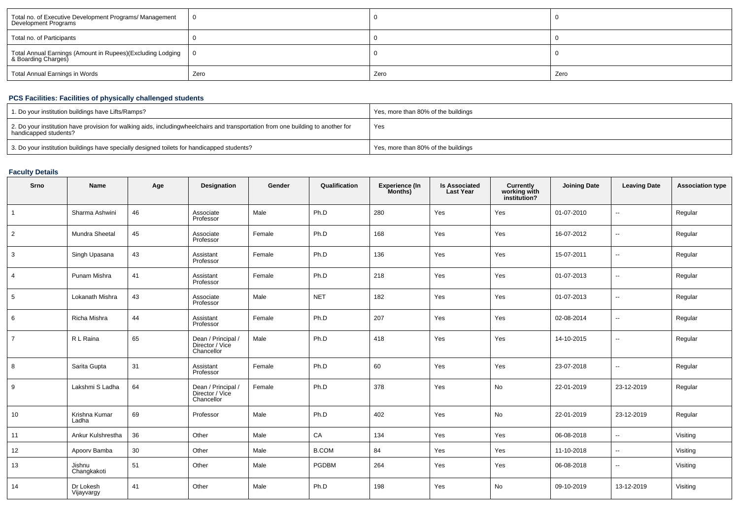| Total no. of Executive Development Programs/ Management Development Programs | 0 | 0 | 0 |
|---|---|---|---|
| Total no. of Participants | 0 | 0 | 0 |
| Total Annual Earnings (Amount in Rupees)(Excluding Lodging & Boarding Charges) | 0 | 0 | 0 |
| Total Annual Earnings in Words | Zero | Zero | Zero |

### PCS Facilities: Facilities of physically challenged students

| 1. Do your institution buildings have Lifts/Ramps? | Yes, more than 80% of the buildings |
|---|---|
| 2. Do your institution have provision for walking aids, includingwheelchairs and transportation from one building to another for handicapped students? | Yes |
| 3. Do your institution buildings have specially designed toilets for handicapped students? | Yes, more than 80% of the buildings |

### Faculty Details

| Srno | Name | Age | Designation | Gender | Qualification | Experience (In Months) | Is Associated Last Year | Currently working with institution? | Joining Date | Leaving Date | Association type |
|---|---|---|---|---|---|---|---|---|---|---|---|
| 1 | Sharma Ashwini | 46 | Associate Professor | Male | Ph.D | 280 | Yes | Yes | 01-07-2010 | -- | Regular |
| 2 | Mundra Sheetal | 45 | Associate Professor | Female | Ph.D | 168 | Yes | Yes | 16-07-2012 | -- | Regular |
| 3 | Singh Upasana | 43 | Assistant Professor | Female | Ph.D | 136 | Yes | Yes | 15-07-2011 | -- | Regular |
| 4 | Punam Mishra | 41 | Assistant Professor | Female | Ph.D | 218 | Yes | Yes | 01-07-2013 | -- | Regular |
| 5 | Lokanath Mishra | 43 | Associate Professor | Male | NET | 182 | Yes | Yes | 01-07-2013 | -- | Regular |
| 6 | Richa Mishra | 44 | Assistant Professor | Female | Ph.D | 207 | Yes | Yes | 02-08-2014 | -- | Regular |
| 7 | R L Raina | 65 | Dean / Principal / Director / Vice Chancellor | Male | Ph.D | 418 | Yes | Yes | 14-10-2015 | -- | Regular |
| 8 | Sarita Gupta | 31 | Assistant Professor | Female | Ph.D | 60 | Yes | Yes | 23-07-2018 | -- | Regular |
| 9 | Lakshmi S Ladha | 64 | Dean / Principal / Director / Vice Chancellor | Female | Ph.D | 378 | Yes | No | 22-01-2019 | 23-12-2019 | Regular |
| 10 | Krishna Kumar Ladha | 69 | Professor | Male | Ph.D | 402 | Yes | No | 22-01-2019 | 23-12-2019 | Regular |
| 11 | Ankur Kulshrestha | 36 | Other | Male | CA | 134 | Yes | Yes | 06-08-2018 | -- | Visiting |
| 12 | Apoorv Bamba | 30 | Other | Male | B.COM | 84 | Yes | Yes | 11-10-2018 | -- | Visiting |
| 13 | Jishnu Changkakoti | 51 | Other | Male | PGDBM | 264 | Yes | Yes | 06-08-2018 | -- | Visiting |
| 14 | Dr Lokesh Vijayvargy | 41 | Other | Male | Ph.D | 198 | Yes | No | 09-10-2019 | 13-12-2019 | Visiting |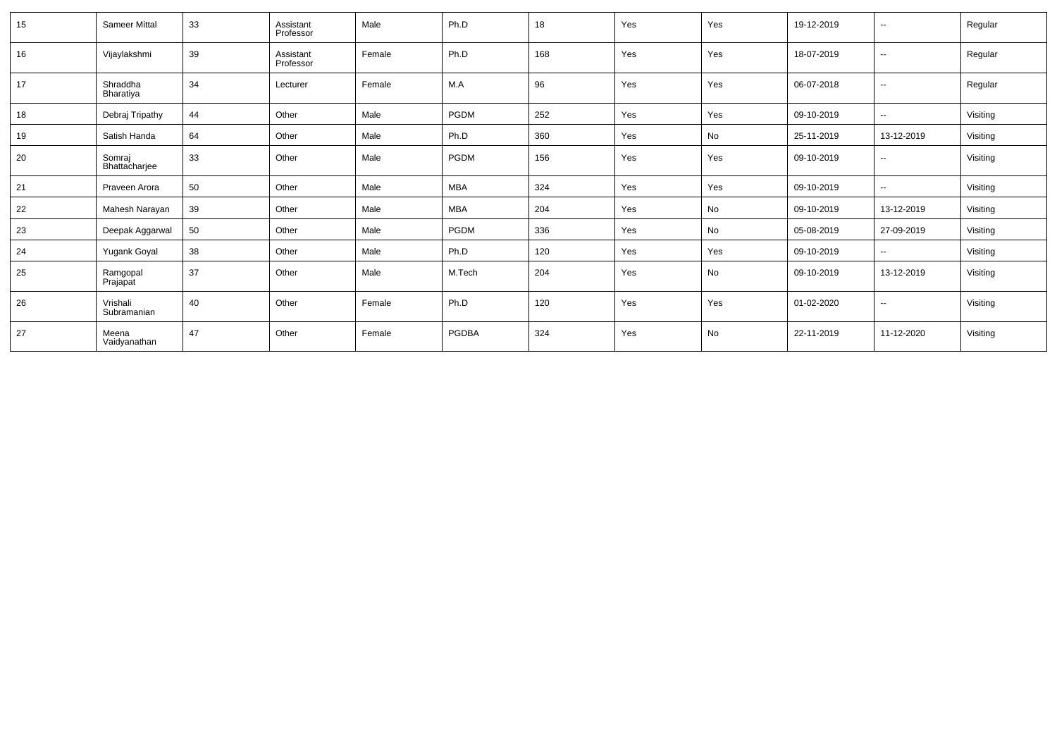| | | | | | | | | | | | |
|---|---|---|---|---|---|---|---|---|---|---|---|
| 15 | Sameer Mittal | 33 | Assistant Professor | Male | Ph.D | 18 | Yes | Yes | 19-12-2019 | -- | Regular |
| 16 | Vijaylakshmi | 39 | Assistant Professor | Female | Ph.D | 168 | Yes | Yes | 18-07-2019 | -- | Regular |
| 17 | Shraddha Bharatiya | 34 | Lecturer | Female | M.A | 96 | Yes | Yes | 06-07-2018 | -- | Regular |
| 18 | Debraj Tripathy | 44 | Other | Male | PGDM | 252 | Yes | Yes | 09-10-2019 | -- | Visiting |
| 19 | Satish Handa | 64 | Other | Male | Ph.D | 360 | Yes | No | 25-11-2019 | 13-12-2019 | Visiting |
| 20 | Somraj Bhattacharjee | 33 | Other | Male | PGDM | 156 | Yes | Yes | 09-10-2019 | -- | Visiting |
| 21 | Praveen Arora | 50 | Other | Male | MBA | 324 | Yes | Yes | 09-10-2019 | -- | Visiting |
| 22 | Mahesh Narayan | 39 | Other | Male | MBA | 204 | Yes | No | 09-10-2019 | 13-12-2019 | Visiting |
| 23 | Deepak Aggarwal | 50 | Other | Male | PGDM | 336 | Yes | No | 05-08-2019 | 27-09-2019 | Visiting |
| 24 | Yugank Goyal | 38 | Other | Male | Ph.D | 120 | Yes | Yes | 09-10-2019 | -- | Visiting |
| 25 | Ramgopal Prajapat | 37 | Other | Male | M.Tech | 204 | Yes | No | 09-10-2019 | 13-12-2019 | Visiting |
| 26 | Vrishali Subramanian | 40 | Other | Female | Ph.D | 120 | Yes | Yes | 01-02-2020 | -- | Visiting |
| 27 | Meena Vaidyanathan | 47 | Other | Female | PGDBA | 324 | Yes | No | 22-11-2019 | 11-12-2020 | Visiting |